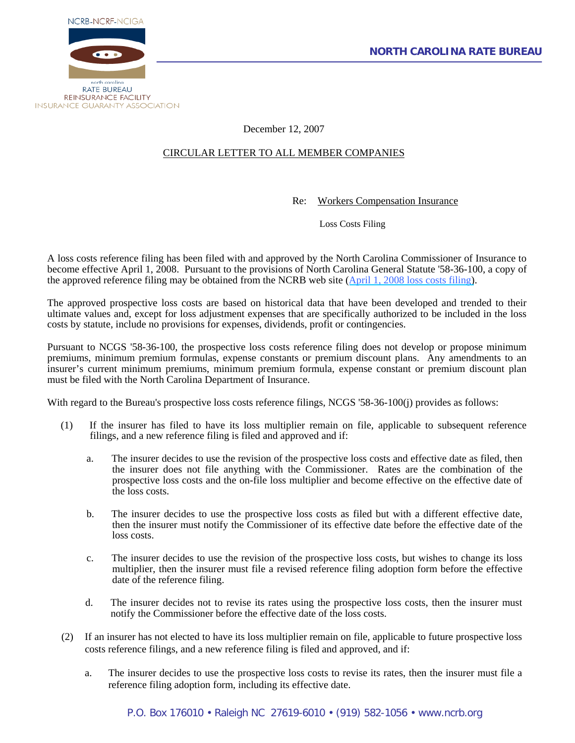NCRB-NCRF-NCIGA

north carolina
RATE BUREAU
REINSURANCE FACILITY
INSURANCE GUARANTY ASSOCIATION

**NORTH CAROLINA RATE BUREAU**

December 12, 2007

CIRCULAR LETTER TO ALL MEMBER COMPANIES

Re: Workers Compensation Insurance

Loss Costs Filing

A loss costs reference filing has been filed with and approved by the North Carolina Commissioner of Insurance to become effective April 1, 2008. Pursuant to the provisions of North Carolina General Statute '58-36-100, a copy of the approved reference filing may be obtained from the NCRB web site (April 1, 2008 loss costs filing).

The approved prospective loss costs are based on historical data that have been developed and trended to their ultimate values and, except for loss adjustment expenses that are specifically authorized to be included in the loss costs by statute, include no provisions for expenses, dividends, profit or contingencies.

Pursuant to NCGS '58-36-100, the prospective loss costs reference filing does not develop or propose minimum premiums, minimum premium formulas, expense constants or premium discount plans. Any amendments to an insurer's current minimum premiums, minimum premium formula, expense constant or premium discount plan must be filed with the North Carolina Department of Insurance.

With regard to the Bureau's prospective loss costs reference filings, NCGS '58-36-100(j) provides as follows:

(1) If the insurer has filed to have its loss multiplier remain on file, applicable to subsequent reference filings, and a new reference filing is filed and approved and if:

   a. The insurer decides to use the revision of the prospective loss costs and effective date as filed, then the insurer does not file anything with the Commissioner. Rates are the combination of the prospective loss costs and the on-file loss multiplier and become effective on the effective date of the loss costs.

   b. The insurer decides to use the prospective loss costs as filed but with a different effective date, then the insurer must notify the Commissioner of its effective date before the effective date of the loss costs.

   c. The insurer decides to use the revision of the prospective loss costs, but wishes to change its loss multiplier, then the insurer must file a revised reference filing adoption form before the effective date of the reference filing.

   d. The insurer decides not to revise its rates using the prospective loss costs, then the insurer must notify the Commissioner before the effective date of the loss costs.

(2) If an insurer has not elected to have its loss multiplier remain on file, applicable to future prospective loss costs reference filings, and a new reference filing is filed and approved, and if:

   a. The insurer decides to use the prospective loss costs to revise its rates, then the insurer must file a reference filing adoption form, including its effective date.

P.O. Box 176010 • Raleigh NC 27619-6010 • (919) 582-1056 • www.ncrb.org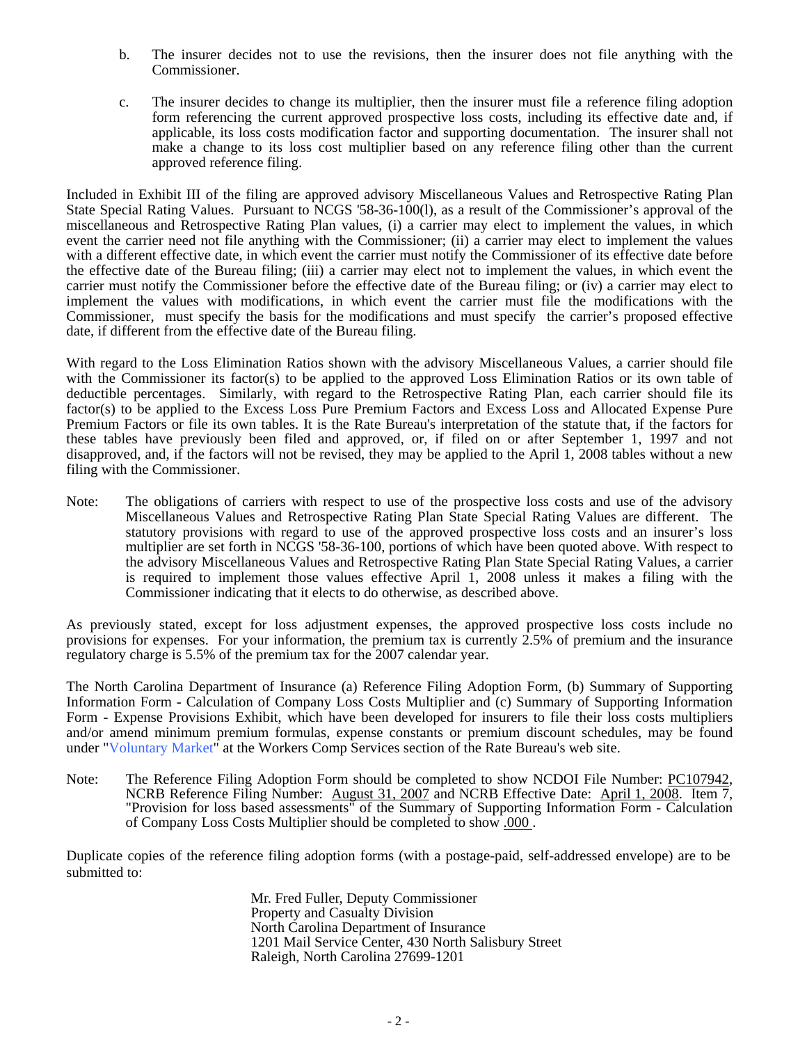b. The insurer decides not to use the revisions, then the insurer does not file anything with the Commissioner.

c. The insurer decides to change its multiplier, then the insurer must file a reference filing adoption form referencing the current approved prospective loss costs, including its effective date and, if applicable, its loss costs modification factor and supporting documentation. The insurer shall not make a change to its loss cost multiplier based on any reference filing other than the current approved reference filing.

Included in Exhibit III of the filing are approved advisory Miscellaneous Values and Retrospective Rating Plan State Special Rating Values. Pursuant to NCGS '58-36-100(l), as a result of the Commissioner's approval of the miscellaneous and Retrospective Rating Plan values, (i) a carrier may elect to implement the values, in which event the carrier need not file anything with the Commissioner; (ii) a carrier may elect to implement the values with a different effective date, in which event the carrier must notify the Commissioner of its effective date before the effective date of the Bureau filing; (iii) a carrier may elect not to implement the values, in which event the carrier must notify the Commissioner before the effective date of the Bureau filing; or (iv) a carrier may elect to implement the values with modifications, in which event the carrier must file the modifications with the Commissioner, must specify the basis for the modifications and must specify the carrier's proposed effective date, if different from the effective date of the Bureau filing.

With regard to the Loss Elimination Ratios shown with the advisory Miscellaneous Values, a carrier should file with the Commissioner its factor(s) to be applied to the approved Loss Elimination Ratios or its own table of deductible percentages. Similarly, with regard to the Retrospective Rating Plan, each carrier should file its factor(s) to be applied to the Excess Loss Pure Premium Factors and Excess Loss and Allocated Expense Pure Premium Factors or file its own tables. It is the Rate Bureau's interpretation of the statute that, if the factors for these tables have previously been filed and approved, or, if filed on or after September 1, 1997 and not disapproved, and, if the factors will not be revised, they may be applied to the April 1, 2008 tables without a new filing with the Commissioner.

Note: The obligations of carriers with respect to use of the prospective loss costs and use of the advisory Miscellaneous Values and Retrospective Rating Plan State Special Rating Values are different. The statutory provisions with regard to use of the approved prospective loss costs and an insurer's loss multiplier are set forth in NCGS '58-36-100, portions of which have been quoted above. With respect to the advisory Miscellaneous Values and Retrospective Rating Plan State Special Rating Values, a carrier is required to implement those values effective April 1, 2008 unless it makes a filing with the Commissioner indicating that it elects to do otherwise, as described above.

As previously stated, except for loss adjustment expenses, the approved prospective loss costs include no provisions for expenses. For your information, the premium tax is currently 2.5% of premium and the insurance regulatory charge is 5.5% of the premium tax for the 2007 calendar year.

The North Carolina Department of Insurance (a) Reference Filing Adoption Form, (b) Summary of Supporting Information Form - Calculation of Company Loss Costs Multiplier and (c) Summary of Supporting Information Form - Expense Provisions Exhibit, which have been developed for insurers to file their loss costs multipliers and/or amend minimum premium formulas, expense constants or premium discount schedules, may be found under "Voluntary Market" at the Workers Comp Services section of the Rate Bureau's web site.

Note: The Reference Filing Adoption Form should be completed to show NCDOI File Number: PC107942, NCRB Reference Filing Number: August 31, 2007 and NCRB Effective Date: April 1, 2008. Item 7, "Provision for loss based assessments" of the Summary of Supporting Information Form - Calculation of Company Loss Costs Multiplier should be completed to show .000 .

Duplicate copies of the reference filing adoption forms (with a postage-paid, self-addressed envelope) are to be submitted to:

Mr. Fred Fuller, Deputy Commissioner  
Property and Casualty Division  
North Carolina Department of Insurance  
1201 Mail Service Center, 430 North Salisbury Street  
Raleigh, North Carolina 27699-1201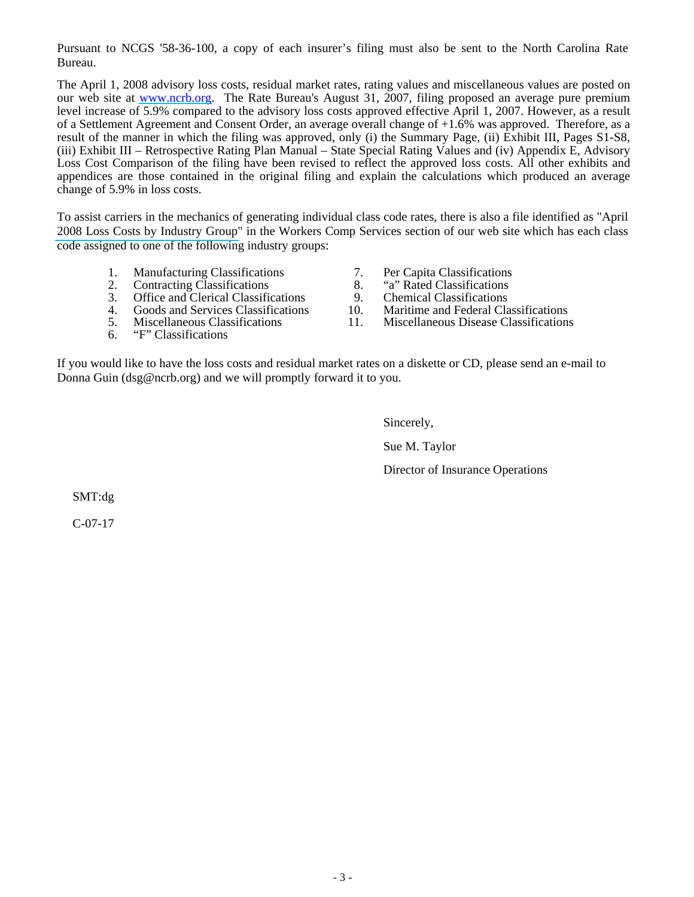Pursuant to NCGS '58-36-100, a copy of each insurer's filing must also be sent to the North Carolina Rate Bureau.

The April 1, 2008 advisory loss costs, residual market rates, rating values and miscellaneous values are posted on our web site at www.ncrb.org. The Rate Bureau's August 31, 2007, filing proposed an average pure premium level increase of 5.9% compared to the advisory loss costs approved effective April 1, 2007. However, as a result of a Settlement Agreement and Consent Order, an average overall change of +1.6% was approved. Therefore, as a result of the manner in which the filing was approved, only (i) the Summary Page, (ii) Exhibit III, Pages S1-S8, (iii) Exhibit III – Retrospective Rating Plan Manual – State Special Rating Values and (iv) Appendix E, Advisory Loss Cost Comparison of the filing have been revised to reflect the approved loss costs. All other exhibits and appendices are those contained in the original filing and explain the calculations which produced an average change of 5.9% in loss costs.

To assist carriers in the mechanics of generating individual class code rates, there is also a file identified as "April 2008 Loss Costs by Industry Group" in the Workers Comp Services section of our web site which has each class code assigned to one of the following industry groups:

1. Manufacturing Classifications
2. Contracting Classifications
3. Office and Clerical Classifications
4. Goods and Services Classifications
5. Miscellaneous Classifications
6. "F" Classifications
7. Per Capita Classifications
8. "a" Rated Classifications
9. Chemical Classifications
10. Maritime and Federal Classifications
11. Miscellaneous Disease Classifications

If you would like to have the loss costs and residual market rates on a diskette or CD, please send an e-mail to Donna Guin (dsg@ncrb.org) and we will promptly forward it to you.

Sincerely,

Sue M. Taylor

Director of Insurance Operations

SMT:dg

C-07-17